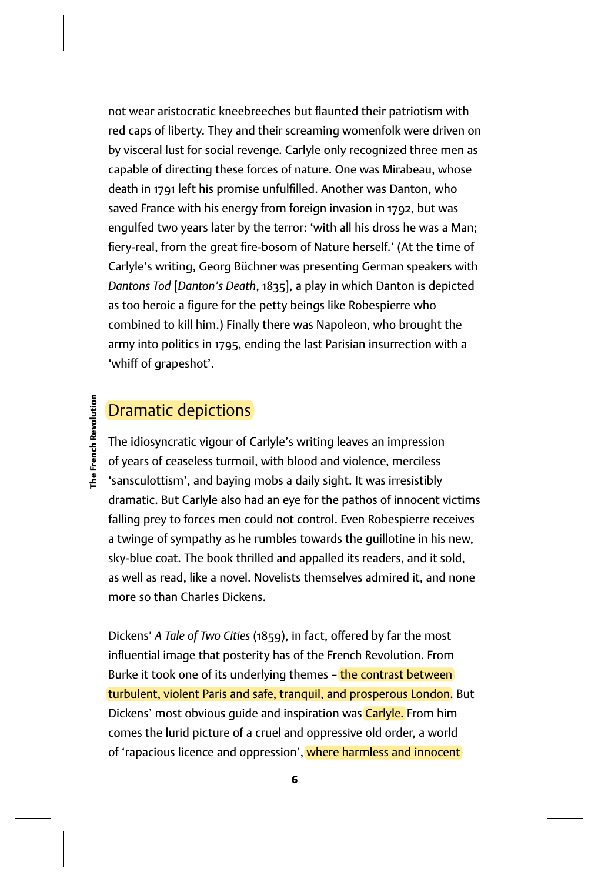not wear aristocratic kneebreeches but flaunted their patriotism with red caps of liberty. They and their screaming womenfolk were driven on by visceral lust for social revenge. Carlyle only recognized three men as capable of directing these forces of nature. One was Mirabeau, whose death in 1791 left his promise unfulfilled. Another was Danton, who saved France with his energy from foreign invasion in 1792, but was engulfed two years later by the terror: 'with all his dross he was a Man; fiery-real, from the great fire-bosom of Nature herself.' (At the time of Carlyle's writing, Georg Büchner was presenting German speakers with *Dantons Tod* [*Danton's Death*, 1835], a play in which Danton is depicted as too heroic a figure for the petty beings like Robespierre who combined to kill him.) Finally there was Napoleon, who brought the army into politics in 1795, ending the last Parisian insurrection with a 'whiff of grapeshot'.

## Dramatic depictions

The idiosyncratic vigour of Carlyle's writing leaves an impression of years of ceaseless turmoil, with blood and violence, merciless 'sansculottism', and baying mobs a daily sight. It was irresistibly dramatic. But Carlyle also had an eye for the pathos of innocent victims falling prey to forces men could not control. Even Robespierre receives a twinge of sympathy as he rumbles towards the guillotine in his new, sky-blue coat. The book thrilled and appalled its readers, and it sold, as well as read, like a novel. Novelists themselves admired it, and none more so than Charles Dickens.

Dickens' *A Tale of Two Cities* (1859), in fact, offered by far the most influential image that posterity has of the French Revolution. From Burke it took one of its underlying themes – the contrast between turbulent, violent Paris and safe, tranquil, and prosperous London. But Dickens' most obvious guide and inspiration was Carlyle. From him comes the lurid picture of a cruel and oppressive old order, a world of 'rapacious licence and oppression', where harmless and innocent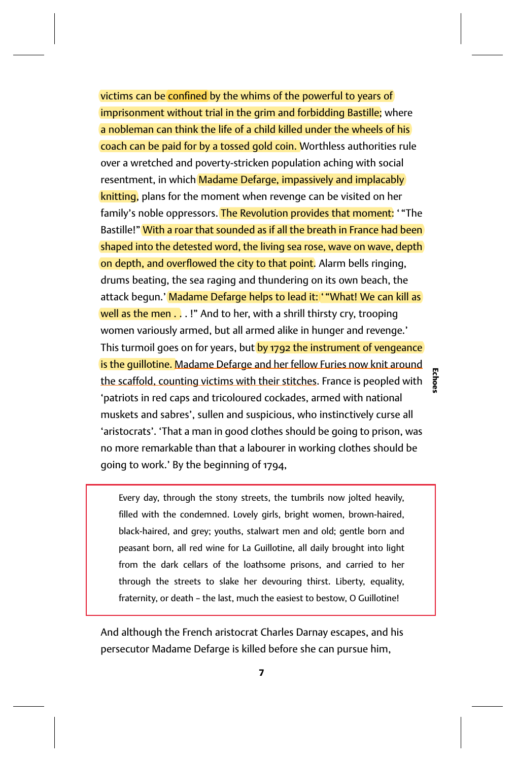victims can be confined by the whims of the powerful to years of imprisonment without trial in the grim and forbidding Bastille; where a nobleman can think the life of a child killed under the wheels of his coach can be paid for by a tossed gold coin. Worthless authorities rule over a wretched and poverty-stricken population aching with social resentment, in which Madame Defarge, impassively and implacably knitting, plans for the moment when revenge can be visited on her family's noble oppressors. The Revolution provides that moment: ' "The Bastille!" With a roar that sounded as if all the breath in France had been shaped into the detested word, the living sea rose, wave on wave, depth on depth, and overflowed the city to that point. Alarm bells ringing, drums beating, the sea raging and thundering on its own beach, the attack begun.' Madame Defarge helps to lead it: ' "What! We can kill as well as the men . . . !" And to her, with a shrill thirsty cry, trooping women variously armed, but all armed alike in hunger and revenge.' This turmoil goes on for years, but by 1792 the instrument of vengeance is the guillotine. Madame Defarge and her fellow Furies now knit around the scaffold, counting victims with their stitches. France is peopled with 'patriots in red caps and tricoloured cockades, armed with national muskets and sabres', sullen and suspicious, who instinctively curse all 'aristocrats'. 'That a man in good clothes should be going to prison, was no more remarkable than that a labourer in working clothes should be going to work.' By the beginning of 1794,

> Every day, through the stony streets, the tumbrils now jolted heavily, filled with the condemned. Lovely girls, bright women, brown-haired, black-haired, and grey; youths, stalwart men and old; gentle born and peasant born, all red wine for La Guillotine, all daily brought into light from the dark cellars of the loathsome prisons, and carried to her through the streets to slake her devouring thirst. Liberty, equality, fraternity, or death – the last, much the easiest to bestow, O Guillotine!

And although the French aristocrat Charles Darnay escapes, and his persecutor Madame Defarge is killed before she can pursue him,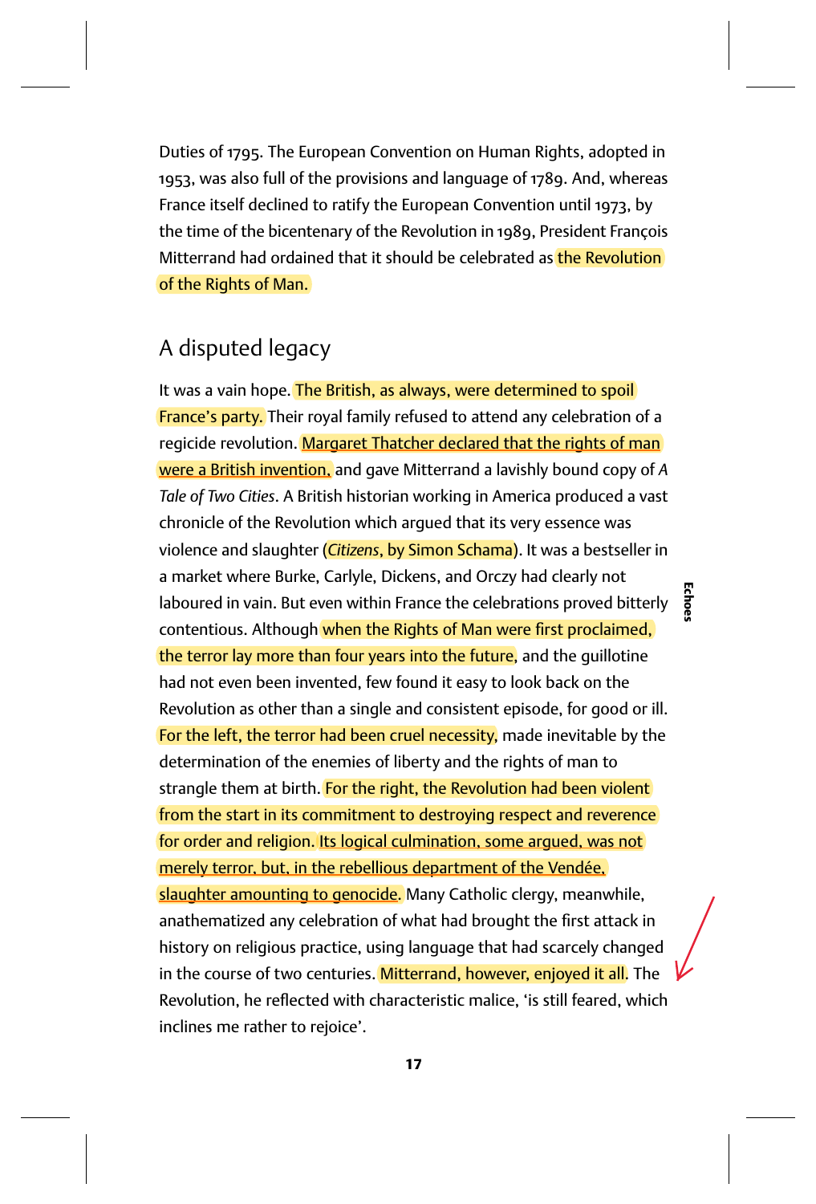Duties of 1795. The European Convention on Human Rights, adopted in 1953, was also full of the provisions and language of 1789. And, whereas France itself declined to ratify the European Convention until 1973, by the time of the bicentenary of the Revolution in 1989, President François Mitterrand had ordained that it should be celebrated as the Revolution of the Rights of Man.

## A disputed legacy

It was a vain hope. The British, as always, were determined to spoil France's party. Their royal family refused to attend any celebration of a regicide revolution. Margaret Thatcher declared that the rights of man were a British invention, and gave Mitterrand a lavishly bound copy of *A Tale of Two Cities*. A British historian working in America produced a vast chronicle of the Revolution which argued that its very essence was violence and slaughter (*Citizens*, by Simon Schama). It was a bestseller in a market where Burke, Carlyle, Dickens, and Orczy had clearly not laboured in vain. But even within France the celebrations proved bitterly contentious. Although when the Rights of Man were first proclaimed, the terror lay more than four years into the future, and the guillotine had not even been invented, few found it easy to look back on the Revolution as other than a single and consistent episode, for good or ill. For the left, the terror had been cruel necessity, made inevitable by the determination of the enemies of liberty and the rights of man to strangle them at birth. For the right, the Revolution had been violent from the start in its commitment to destroying respect and reverence for order and religion. Its logical culmination, some argued, was not merely terror, but, in the rebellious department of the Vendée, slaughter amounting to genocide. Many Catholic clergy, meanwhile, anathematized any celebration of what had brought the first attack in history on religious practice, using language that had scarcely changed in the course of two centuries. Mitterrand, however, enjoyed it all. The Revolution, he reflected with characteristic malice, 'is still feared, which inclines me rather to rejoice'.